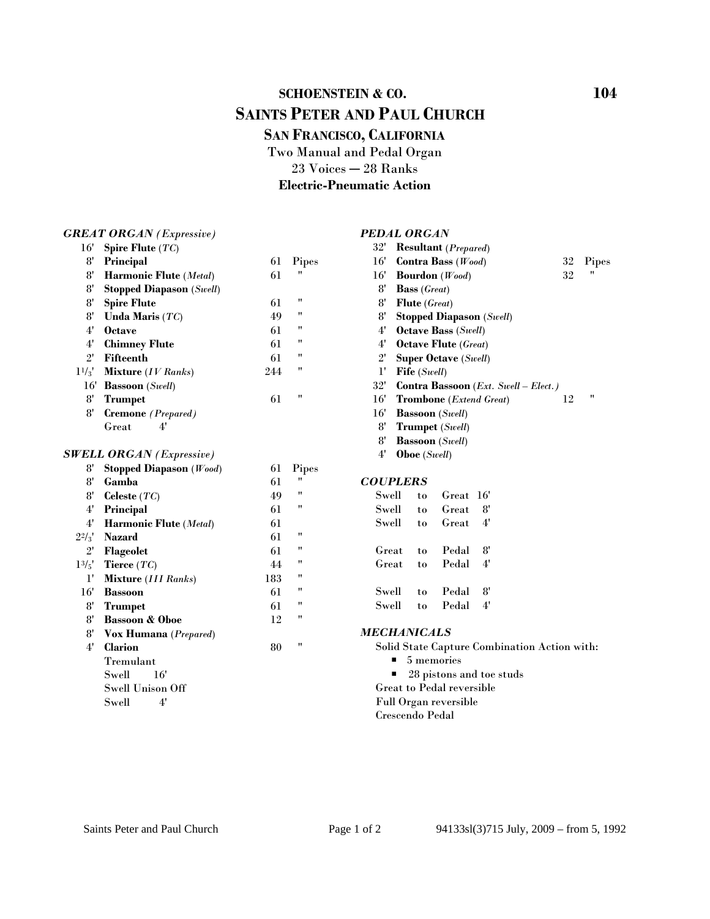**SCHOENSTEIN & CO.** **104**

# SAINTS PETER AND PAUL CHURCH

## SAN FRANCISCO, CALIFORNIA

Two Manual and Pedal Organ
23 Voices — 28 Ranks
**Electric-Pneumatic Action**

### *GREAT ORGAN (Expressive)*

| | | | |
|---|---|---|---|
| 16' | **Spire Flute** (*TC*) | | |
| 8' | **Principal** | 61 | Pipes |
| 8' | **Harmonic Flute** (*Metal*) | 61 | " |
| 8' | **Stopped Diapason** (*Swell*) | | |
| 8' | **Spire Flute** | 61 | " |
| 8' | **Unda Maris** (*TC*) | 49 | " |
| 4' | **Octave** | 61 | " |
| 4' | **Chimney Flute** | 61 | " |
| 2' | **Fifteenth** | 61 | " |
| $1^1/_3$' | **Mixture** (*IV Ranks*) | 244 | " |
| 16' | **Bassoon** (*Swell*) | | |
| 8' | **Trumpet** | 61 | " |
| 8' | **Cremone** *(Prepared)* | | |
| | Great 4' | | |

### *SWELL ORGAN (Expressive)*

| | | | |
|---|---|---|---|
| 8' | **Stopped Diapason** (*Wood*) | 61 | Pipes |
| 8' | **Gamba** | 61 | " |
| 8' | **Celeste** (*TC*) | 49 | " |
| 4' | **Principal** | 61 | " |
| 4' | **Harmonic Flute** (*Metal*) | 61 | |
| $2^2/_3$' | **Nazard** | 61 | " |
| 2' | **Flageolet** | 61 | " |
| $1^3/_5$' | **Tierce** (*TC*) | 44 | " |
| 1' | **Mixture** (*III Ranks*) | 183 | " |
| 16' | **Bassoon** | 61 | " |
| 8' | **Trumpet** | 61 | " |
| 8' | **Bassoon & Oboe** | 12 | " |
| 8' | **Vox Humana** (*Prepared*) | | |
| 4' | **Clarion** | 80 | " |
| | Tremulant | | |
| | Swell 16' | | |
| | Swell Unison Off | | |
| | Swell 4' | | |

### *PEDAL ORGAN*

| | | | |
|---|---|---|---|
| 32' | **Resultant** (*Prepared*) | | |
| 16' | **Contra Bass** (*Wood*) | 32 | Pipes |
| 16' | **Bourdon** (*Wood*) | 32 | " |
| 8' | **Bass** (*Great*) | | |
| 8' | **Flute** (*Great*) | | |
| 8' | **Stopped Diapason** (*Swell*) | | |
| 4' | **Octave Bass** (*Swell*) | | |
| 4' | **Octave Flute** (*Great*) | | |
| 2' | **Super Octave** (*Swell*) | | |
| 1' | **Fife** (*Swell*) | | |
| 32' | **Contra Bassoon** (*Ext. Swell – Elect.*) | | |
| 16' | **Trombone** (*Extend Great*) | 12 | " |
| 16' | **Bassoon** (*Swell*) | | |
| 8' | **Trumpet** (*Swell*) | | |
| 8' | **Bassoon** (*Swell*) | | |
| 4' | **Oboe** (*Swell*) | | |

### *COUPLERS*

Swell to Great 16'
Swell to Great 8'
Swell to Great 4'

Great to Pedal 8'
Great to Pedal 4'

Swell to Pedal 8'
Swell to Pedal 4'

### *MECHANICALS*

Solid State Capture Combination Action with:

- 5 memories
- 28 pistons and toe studs

Great to Pedal reversible
Full Organ reversible
Crescendo Pedal

94133sl(3)715 July, 2009 – from 5, 1992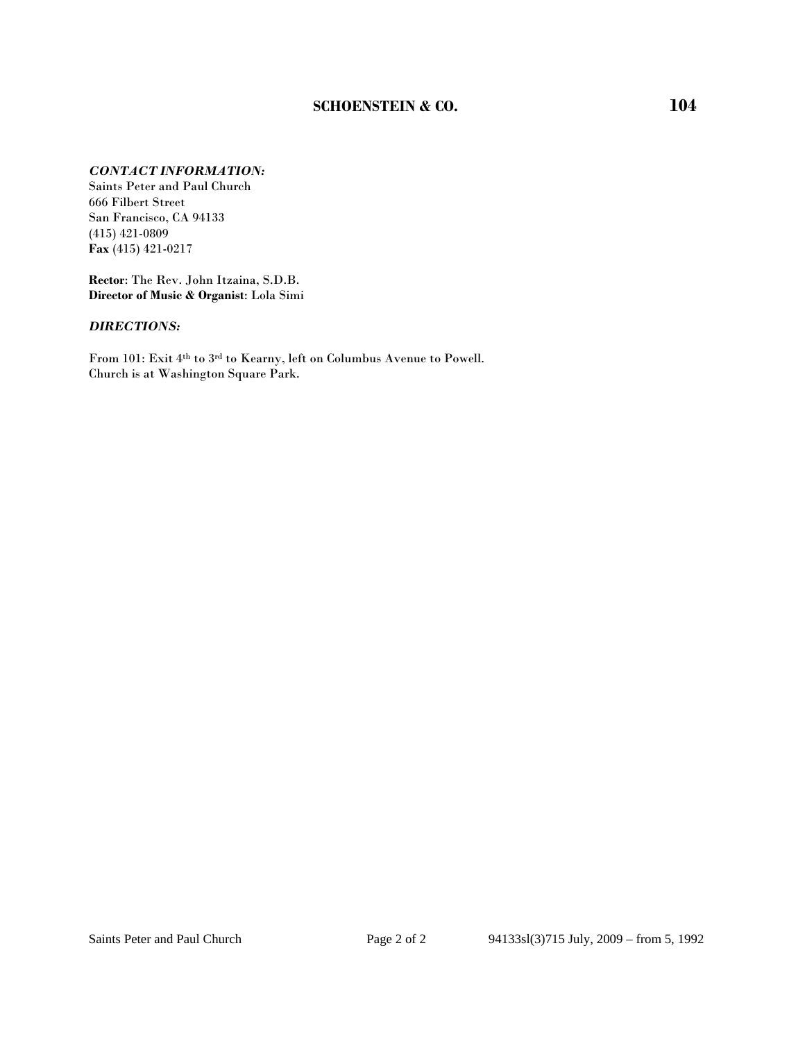***CONTACT INFORMATION:***
Saints Peter and Paul Church
666 Filbert Street
San Francisco, CA 94133
(415) 421-0809
**Fax** (415) 421-0217

**Rector**: The Rev. John Itzaina, S.D.B.
**Director of Music & Organist**: Lola Simi

***DIRECTIONS:***

From 101: Exit 4th to 3rd to Kearny, left on Columbus Avenue to Powell.
Church is at Washington Square Park.